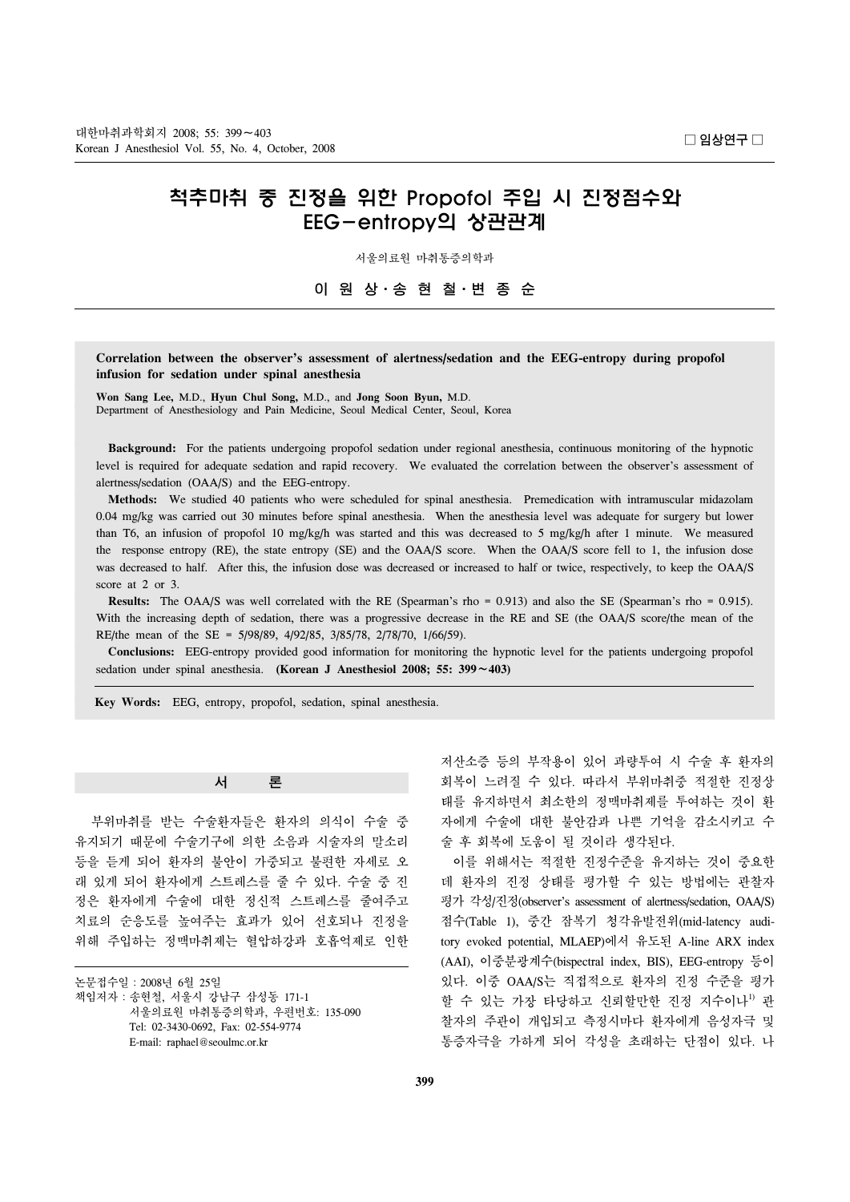□ 임상연구 □

# 척추마취 중 진정을 위한 Propofol 주입 시 진정점수와 EEG-entropy의 상관관계

서울의료원 마취통증의학과

**이 원 상 · 송 현 철 · 변 종 순**

**Correlation between the observer's assessment of alertness/sedation and the EEG-entropy during propofol infusion for sedation under spinal anesthesia**

**Won Sang Lee,** M.D., **Hyun Chul Song,** M.D., and **Jong Soon Byun,** M.D.
Department of Anesthesiology and Pain Medicine, Seoul Medical Center, Seoul, Korea

**Background:** For the patients undergoing propofol sedation under regional anesthesia, continuous monitoring of the hypnotic level is required for adequate sedation and rapid recovery. We evaluated the correlation between the observer's assessment of alertness/sedation (OAA/S) and the EEG-entropy.

**Methods:** We studied 40 patients who were scheduled for spinal anesthesia. Premedication with intramuscular midazolam 0.04 mg/kg was carried out 30 minutes before spinal anesthesia. When the anesthesia level was adequate for surgery but lower than T6, an infusion of propofol 10 mg/kg/h was started and this was decreased to 5 mg/kg/h after 1 minute. We measured the response entropy (RE), the state entropy (SE) and the OAA/S score. When the OAA/S score fell to 1, the infusion dose was decreased to half. After this, the infusion dose was decreased or increased to half or twice, respectively, to keep the OAA/S score at 2 or 3.

**Results:** The OAA/S was well correlated with the RE (Spearman's rho = 0.913) and also the SE (Spearman's rho = 0.915). With the increasing depth of sedation, there was a progressive decrease in the RE and SE (the OAA/S score/the mean of the RE/the mean of the SE = 5/98/89, 4/92/85, 3/85/78, 2/78/70, 1/66/59).

**Conclusions:** EEG-entropy provided good information for monitoring the hypnotic level for the patients undergoing propofol sedation under spinal anesthesia. **(Korean J Anesthesiol 2008; 55: 399～403)**

**Key Words:** EEG, entropy, propofol, sedation, spinal anesthesia.

## 서 론

부위마취를 받는 수술환자들은 환자의 의식이 수술 중 유지되기 때문에 수술기구에 의한 소음과 시술자의 말소리 등을 듣게 되어 환자의 불안이 가중되고 불편한 자세로 오래 있게 되어 환자에게 스트레스를 줄 수 있다. 수술 중 진정은 환자에게 수술에 대한 정신적 스트레스를 줄여주고 치료의 순응도를 높여주는 효과가 있어 선호되나 진정을 위해 주입하는 정맥마취제는 혈압하강과 호흡억제로 인한 저산소증 등의 부작용이 있어 과량투여 시 수술 후 환자의 회복이 느려질 수 있다. 따라서 부위마취중 적절한 진정상태를 유지하면서 최소한의 정맥마취제를 투여하는 것이 환자에게 수술에 대한 불안감과 나쁜 기억을 감소시키고 수술 후 회복에 도움이 될 것이라 생각된다.

이를 위해서는 적절한 진정수준을 유지하는 것이 중요한데 환자의 진정 상태를 평가할 수 있는 방법에는 관찰자 평가 각성/진정(observer's assessment of alertness/sedation, OAA/S) 점수(Table 1), 중간 잠복기 청각유발전위(mid-latency auditory evoked potential, MLAEP)에서 유도된 A-line ARX index (AAI), 이중분광계수(bispectral index, BIS), EEG-entropy 등이 있다. 이중 OAA/S는 직접적으로 환자의 진정 수준을 평가할 수 있는 가장 타당하고 신뢰할만한 진정 지수이나[1] 관찰자의 주관이 개입되고 측정시마다 환자에게 음성자극 및 통증자극을 가하게 되어 각성을 초래하는 단점이 있다. 나

논문접수일 : 2008년 6월 25일
책임저자 : 송현철, 서울시 강남구 삼성동 171-1
서울의료원 마취통증의학과, 우편번호: 135-090
Tel: 02-3430-0692, Fax: 02-554-9774
E-mail: raphael@seoulmc.or.kr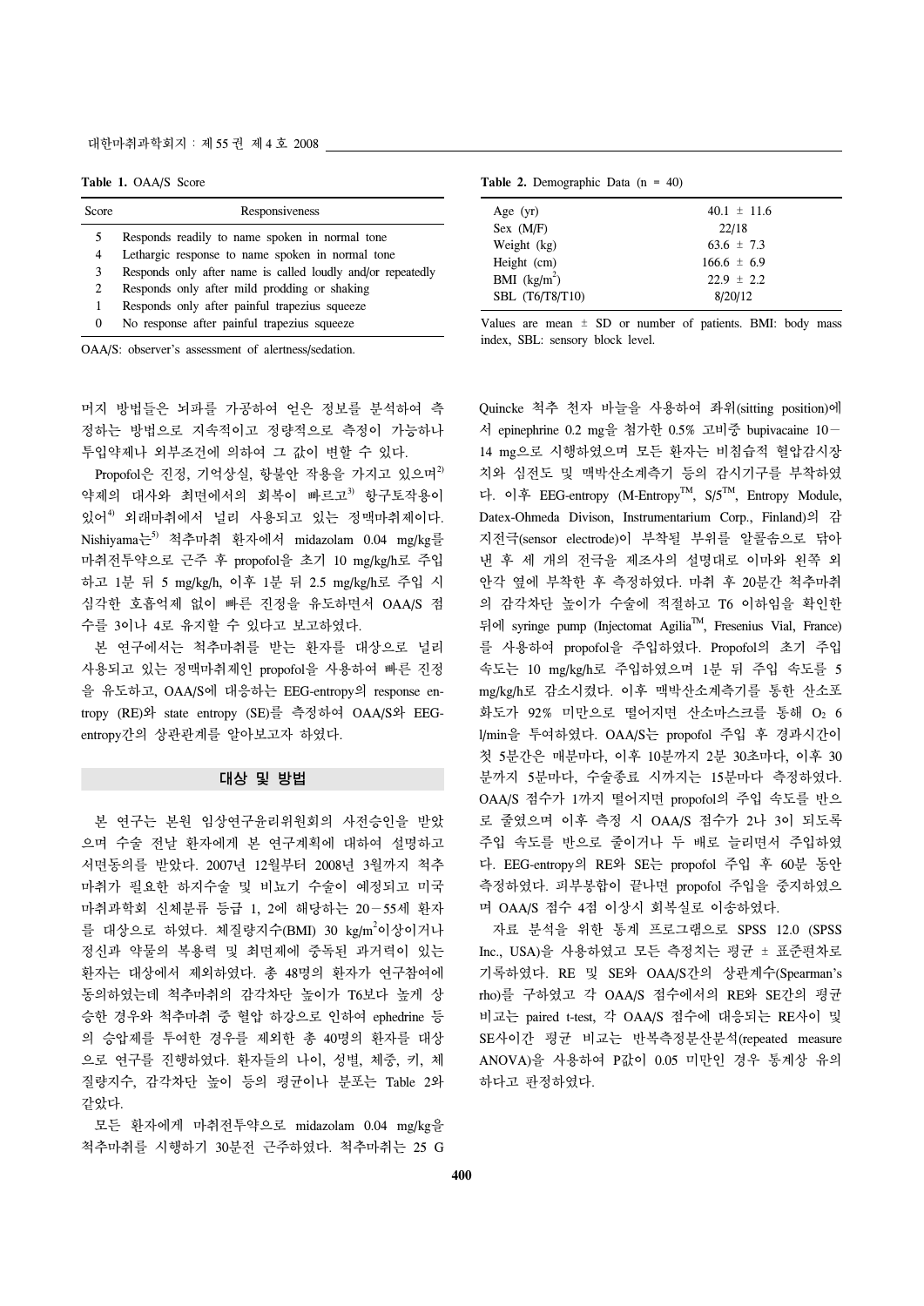**Table 1.** OAA/S Score

| Score | Responsiveness |
|---|---|
| 5 | Responds readily to name spoken in normal tone |
| 4 | Lethargic response to name spoken in normal tone |
| 3 | Responds only after name is called loudly and/or repeatedly |
| 2 | Responds only after mild prodding or shaking |
| 1 | Responds only after painful trapezius squeeze |
| 0 | No response after painful trapezius squeeze |

OAA/S: observer's assessment of alertness/sedation.

**Table 2.** Demographic Data (n = 40)

| | |
|---|---|
| Age (yr) | 40.1 ± 11.6 |
| Sex (M/F) | 22/18 |
| Weight (kg) | 63.6 ± 7.3 |
| Height (cm) | 166.6 ± 6.9 |
| BMI (kg/m$^2$) | 22.9 ± 2.2 |
| SBL (T6/T8/T10) | 8/20/12 |

Values are mean ± SD or number of patients. BMI: body mass index, SBL: sensory block level.

머지 방법들은 뇌파를 가공하여 얻은 정보를 분석하여 측정하는 방법으로 지속적이고 정량적으로 측정이 가능하나 투입약제나 외부조건에 의하여 그 값이 변할 수 있다.

Propofol은 진정, 기억상실, 항불안 작용을 가지고 있으며[2] 약제의 대사와 최면에서의 회복이 빠르고[3] 항구토작용이 있어[4] 외래마취에서 널리 사용되고 있는 정맥마취제이다. Nishiyama는[5] 척추마취 환자에서 midazolam 0.04 mg/kg를 마취전투약으로 근주 후 propofol을 초기 10 mg/kg/h로 주입하고 1분 뒤 5 mg/kg/h, 이후 1분 뒤 2.5 mg/kg/h로 주입 시 심각한 호흡억제 없이 빠른 진정을 유도하면서 OAA/S 점수를 3이나 4로 유지할 수 있다고 보고하였다.

본 연구에서는 척추마취를 받는 환자를 대상으로 널리 사용되고 있는 정맥마취제인 propofol을 사용하여 빠른 진정을 유도하고, OAA/S에 대응하는 EEG-entropy의 response entropy (RE)와 state entropy (SE)를 측정하여 OAA/S와 EEG-entropy간의 상관관계를 알아보고자 하였다.

## 대상 및 방법

본 연구는 본원 임상연구윤리위원회의 사전승인을 받았으며 수술 전날 환자에게 본 연구계획에 대하여 설명하고 서면동의를 받았다. 2007년 12월부터 2008년 3월까지 척추마취가 필요한 하지수술 및 비뇨기 수술이 예정되고 미국마취과학회 신체분류 등급 1, 2에 해당하는 20−55세 환자를 대상으로 하였다. 체질량지수(BMI) 30 kg/m$^2$이상이거나 정신과 약물의 복용력 및 최면제에 중독된 과거력이 있는 환자는 대상에서 제외하였다. 총 48명의 환자가 연구참여에 동의하였는데 척추마취의 감각차단 높이가 T6보다 높게 상승한 경우와 척추마취 중 혈압 하강으로 인하여 ephedrine 등의 승압제를 투여한 경우를 제외한 총 40명의 환자를 대상으로 연구를 진행하였다. 환자들의 나이, 성별, 체중, 키, 체질량지수, 감각차단 높이 등의 평균이나 분포는 Table 2와 같았다.

모든 환자에게 마취전투약으로 midazolam 0.04 mg/kg을 척추마취를 시행하기 30분전 근주하였다. 척추마취는 25 G Quincke 척추 천자 바늘을 사용하여 좌위(sitting position)에서 epinephrine 0.2 mg을 첨가한 0.5% 고비중 bupivacaine 10−14 mg으로 시행하였으며 모든 환자는 비침습적 혈압감시장치와 심전도 및 맥박산소계측기 등의 감시기구를 부착하였다. 이후 EEG-entropy (M-Entropy™, S/5™, Entropy Module, Datex-Ohmeda Divison, Instrumentarium Corp., Finland)의 감지전극(sensor electrode)이 부착될 부위를 알콜솜으로 닦아낸 후 세 개의 전극을 제조사의 설명대로 이마와 왼쪽 외안각 옆에 부착한 후 측정하였다. 마취 후 20분간 척추마취의 감각차단 높이가 수술에 적절하고 T6 이하임을 확인한 뒤에 syringe pump (Injectomat Agilia™, Fresenius Vial, France)를 사용하여 propofol을 주입하였다. Propofol의 초기 주입 속도는 10 mg/kg/h로 주입하였으며 1분 뒤 주입 속도를 5 mg/kg/h로 감소시켰다. 이후 맥박산소계측기를 통한 산소포화도가 92% 미만으로 떨어지면 산소마스크를 통해 $O_2$ 6 l/min을 투여하였다. OAA/S는 propofol 주입 후 경과시간이 첫 5분간은 매분마다, 이후 10분까지 2분 30초마다, 이후 30분까지 5분마다, 수술종료 시까지는 15분마다 측정하였다. OAA/S 점수가 1까지 떨어지면 propofol의 주입 속도를 반으로 줄였으며 이후 측정 시 OAA/S 점수가 2나 3이 되도록 주입 속도를 반으로 줄이거나 두 배로 늘리면서 주입하였다. EEG-entropy의 RE와 SE는 propofol 주입 후 60분 동안 측정하였다. 피부봉합이 끝나면 propofol 주입을 중지하였으며 OAA/S 점수 4점 이상시 회복실로 이송하였다.

자료 분석을 위한 통계 프로그램으로 SPSS 12.0 (SPSS Inc., USA)을 사용하였고 모든 측정치는 평균 ± 표준편차로 기록하였다. RE 및 SE와 OAA/S간의 상관계수(Spearman's rho)를 구하였고 각 OAA/S 점수에서의 RE와 SE간의 평균 비교는 paired t-test, 각 OAA/S 점수에 대응되는 RE사이 및 SE사이간 평균 비교는 반복측정분산분석(repeated measure ANOVA)을 사용하여 P값이 0.05 미만인 경우 통계상 유의하다고 판정하였다.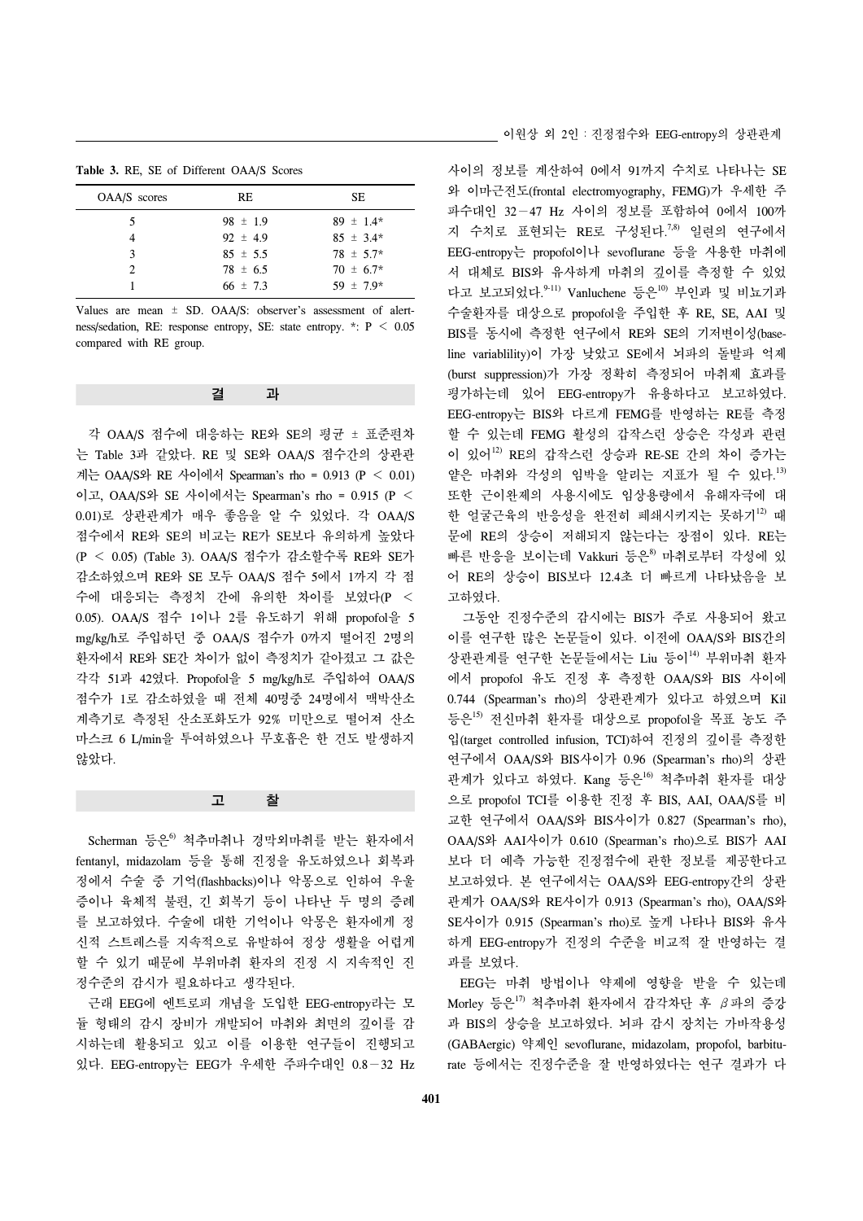**Table 3.** RE, SE of Different OAA/S Scores

| OAA/S scores | RE | SE |
|---|---|---|
| 5 | 98 ± 1.9 | 89 ± 1.4* |
| 4 | 92 ± 4.9 | 85 ± 3.4* |
| 3 | 85 ± 5.5 | 78 ± 5.7* |
| 2 | 78 ± 6.5 | 70 ± 6.7* |
| 1 | 66 ± 7.3 | 59 ± 7.9* |

Values are mean ± SD. OAA/S: observer's assessment of alertness/sedation, RE: response entropy, SE: state entropy. *: $P < 0.05$ compared with RE group.

## 결 과

각 OAA/S 점수에 대응하는 RE와 SE의 평균 ± 표준편차는 Table 3과 같았다. RE 및 SE와 OAA/S 점수간의 상관관계는 OAA/S와 RE 사이에서 Spearman's rho = 0.913 ($P < 0.01$)이고, OAA/S와 SE 사이에서는 Spearman's rho = 0.915 ($P < 0.01$)로 상관관계가 매우 좋음을 알 수 있었다. 각 OAA/S 점수에서 RE와 SE의 비교는 RE가 SE보다 유의하게 높았다 ($P < 0.05$) (Table 3). OAA/S 점수가 감소할수록 RE와 SE가 감소하였으며 RE와 SE 모두 OAA/S 점수 5에서 1까지 각 점수에 대응되는 측정치 간에 유의한 차이를 보였다($P < 0.05$). OAA/S 점수 1이나 2를 유도하기 위해 propofol을 5 mg/kg/h로 주입하던 중 OAA/S 점수가 0까지 떨어진 2명의 환자에서 RE와 SE간 차이가 없이 측정치가 같아졌고 그 값은 각각 51과 42였다. Propofol을 5 mg/kg/h로 주입하여 OAA/S 점수가 1로 감소하였을 때 전체 40명중 24명에서 맥박산소계측기로 측정된 산소포화도가 92% 미만으로 떨어져 산소 마스크 6 L/min을 투여하였으나 무호흡은 한 건도 발생하지 않았다.

## 고 찰

Scherman 등은[6] 척추마취나 경막외마취를 받는 환자에서 fentanyl, midazolam 등을 통해 진정을 유도하였으나 회복과정에서 수술 중 기억(flashbacks)이나 악몽으로 인하여 우울증이나 육체적 불편, 긴 회복기 등이 나타난 두 명의 증례를 보고하였다. 수술에 대한 기억이나 악몽은 환자에게 정신적 스트레스를 지속적으로 유발하여 정상 생활을 어렵게 할 수 있기 때문에 부위마취 환자의 진정 시 지속적인 진정수준의 감시가 필요하다고 생각된다.

근래 EEG에 엔트로피 개념을 도입한 EEG-entropy라는 모듈 형태의 감시 장비가 개발되어 마취와 최면의 깊이를 감시하는데 활용되고 있고 이를 이용한 연구들이 진행되고 있다. EEG-entropy는 EEG가 우세한 주파수대인 0.8−32 Hz 사이의 정보를 계산하여 0에서 91까지 수치로 나타내는 SE와 이마근전도(frontal electromyography, FEMG)가 우세한 주파수대인 32−47 Hz 사이의 정보를 포함하여 0에서 100까지 수치로 표현되는 RE로 구성된다.[7,8] 일련의 연구에서 EEG-entropy는 propofol이나 sevoflurane 등을 사용한 마취에서 대체로 BIS와 유사하게 마취의 깊이를 측정할 수 있었다고 보고되었다.[9-11] Vanluchene 등은[10] 부인과 및 비뇨기과 수술환자를 대상으로 propofol을 주입한 후 RE, SE, AAI 및 BIS를 동시에 측정한 연구에서 RE와 SE의 기저변이성(baseline variablility)이 가장 낮았고 SE에서 뇌파의 돌발파 억제(burst suppression)가 가장 정확히 측정되어 마취제 효과를 평가하는데 있어 EEG-entropy가 유용하다고 보고하였다. EEG-entropy는 BIS와 다르게 FEMG를 반영하는 RE를 측정할 수 있는데 FEMG 활성의 갑작스런 상승은 각성과 관련이 있어[12] RE의 갑작스런 상승과 RE-SE 간의 차이 증가는 얕은 마취와 각성의 임박을 알리는 지표가 될 수 있다.[13] 또한 근이완제의 사용시에도 임상용량에서 유해자극에 대한 얼굴근육의 반응성을 완전히 폐쇄시키지는 못하기[12] 때문에 RE의 상승이 저해되지 않는다는 장점이 있다. RE는 빠른 반응을 보이는데 Vakkuri 등은[8] 마취로부터 각성에 있어 RE의 상승이 BIS보다 12.4초 더 빠르게 나타났음을 보고하였다.

그동안 진정수준의 감시에는 BIS가 주로 사용되어 왔고 이를 연구한 많은 논문들이 있다. 이전에 OAA/S와 BIS간의 상관관계를 연구한 논문들에서는 Liu 등이[14] 부위마취 환자에서 propofol 유도 진정 후 측정한 OAA/S와 BIS 사이에 0.744 (Spearman's rho)의 상관관계가 있다고 하였으며 Kil 등은[15] 전신마취 환자를 대상으로 propofol을 목표 농도 주입(target controlled infusion, TCI)하여 진정의 깊이를 측정한 연구에서 OAA/S와 BIS사이가 0.96 (Spearman's rho)의 상관관계가 있다고 하였다. Kang 등은[16] 척추마취 환자를 대상으로 propofol TCI를 이용한 진정 후 BIS, AAI, OAA/S를 비교한 연구에서 OAA/S와 BIS사이가 0.827 (Spearman's rho), OAA/S와 AAI사이가 0.610 (Spearman's rho)으로 BIS가 AAI보다 더 예측 가능한 진정점수에 관한 정보를 제공한다고 보고하였다. 본 연구에서는 OAA/S와 EEG-entropy간의 상관관계가 OAA/S와 RE사이가 0.913 (Spearman's rho), OAA/S와 SE사이가 0.915 (Spearman's rho)로 높게 나타나 BIS와 유사하게 EEG-entropy가 진정의 수준을 비교적 잘 반영하는 결과를 보였다.

EEG는 마취 방법이나 약제에 영향을 받을 수 있는데 Morley 등은[17] 척추마취 환자에서 감각차단 후 $\beta$파의 증강과 BIS의 상승을 보고하였다. 뇌파 감시 장치는 가바작용성(GABAergic) 약제인 sevoflurane, midazolam, propofol, barbiturate 등에서는 진정수준을 잘 반영하였다는 연구 결과가 다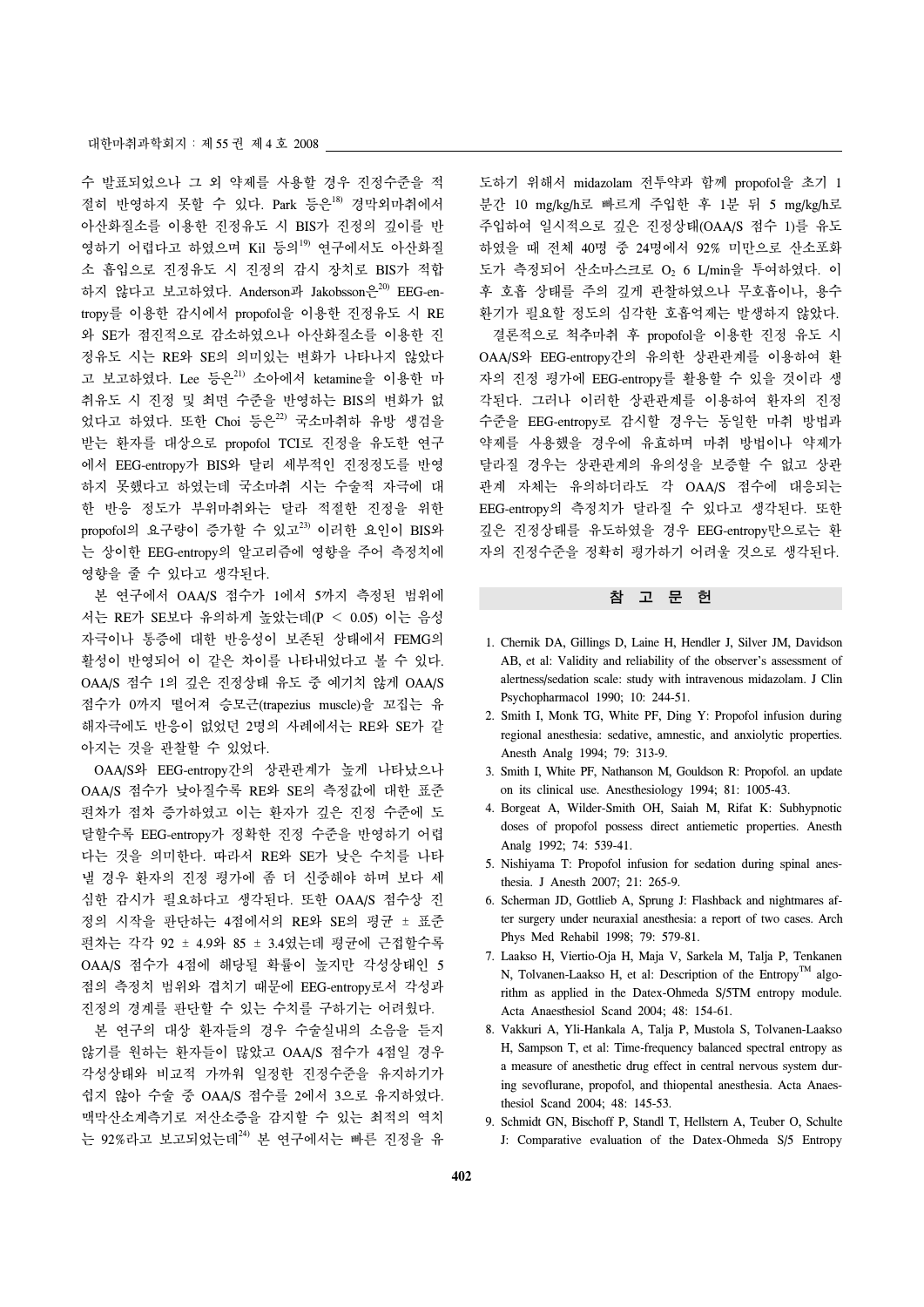수 발표되었으나 그 외 약제를 사용할 경우 진정수준을 적절히 반영하지 못할 수 있다. Park 등은[18] 경막외마취에서 아산화질소를 이용한 진정유도 시 BIS가 진정의 깊이를 반영하기 어렵다고 하였으며 Kil 등의[19] 연구에서도 아산화질소 흡입으로 진정유도 시 진정의 감시 장치로 BIS가 적합하지 않다고 보고하였다. Anderson과 Jakobsson은[20] EEG-entropy를 이용한 감시에서 propofol을 이용한 진정유도 시 RE와 SE가 점진적으로 감소하였으나 아산화질소를 이용한 진정유도 시는 RE와 SE의 의미있는 변화가 나타나지 않았다고 보고하였다. Lee 등은[21] 소아에서 ketamine을 이용한 마취유도 시 진정 및 최면 수준을 반영하는 BIS의 변화가 없었다고 하였다. 또한 Choi 등은[22] 국소마취하 유방 생검을 받는 환자를 대상으로 propofol TCI로 진정을 유도한 연구에서 EEG-entropy가 BIS와 달리 세부적인 진정정도를 반영하지 못했다고 하였는데 국소마취 시는 수술적 자극에 대한 반응 정도가 부위마취와는 달라 적절한 진정을 위한 propofol의 요구량이 증가할 수 있고[23] 이러한 요인이 BIS와는 상이한 EEG-entropy의 알고리즘에 영향을 주어 측정치에 영향을 줄 수 있다고 생각된다.

본 연구에서 OAA/S 점수가 1에서 5까지 측정된 범위에서는 RE가 SE보다 유의하게 높았는데($P < 0.05$) 이는 음성 자극이나 통증에 대한 반응성이 보존된 상태에서 FEMG의 활성이 반영되어 이 같은 차이를 나타내었다고 볼 수 있다. OAA/S 점수 1의 깊은 진정상태 유도 중 예기치 않게 OAA/S 점수가 0까지 떨어져 승모근(trapezius muscle)을 꼬집는 유해자극에도 반응이 없었던 2명의 사례에서는 RE와 SE가 같아지는 것을 관찰할 수 있었다.

OAA/S와 EEG-entropy간의 상관관계가 높게 나타났으나 OAA/S 점수가 낮아질수록 RE와 SE의 측정값에 대한 표준편차가 점차 증가하였고 이는 환자가 깊은 진정 수준에 도달할수록 EEG-entropy가 정확한 진정 수준을 반영하기 어렵다는 것을 의미한다. 따라서 RE와 SE가 낮은 수치를 나타낼 경우 환자의 진정 평가에 좀 더 신중해야 하며 보다 세심한 감시가 필요하다고 생각된다. 또한 OAA/S 점수상 진정의 시작을 판단하는 4점에서의 RE와 SE의 평균 ± 표준편차는 각각 92 ± 4.9와 85 ± 3.4였는데 평균에 근접할수록 OAA/S 점수가 4점에 해당될 확률이 높지만 각성상태인 5점의 측정치 범위와 겹치기 때문에 EEG-entropy로서 각성과 진정의 경계를 판단할 수 있는 수치를 구하기는 어려웠다.

본 연구의 대상 환자들의 경우 수술실내의 소음을 듣지 않기를 원하는 환자들이 많았고 OAA/S 점수가 4점일 경우 각성상태와 비교적 가까워 일정한 진정수준을 유지하기가 쉽지 않아 수술 중 OAA/S 점수를 2에서 3으로 유지하였다. 맥박산소계측기로 저산소증을 감지할 수 있는 최적의 역치는 92%라고 보고되었는데[24] 본 연구에서는 빠른 진정을 유도하기 위해서 midazolam 전투약과 함께 propofol을 초기 1분간 10 mg/kg/h로 빠르게 주입한 후 1분 뒤 5 mg/kg/h로 주입하여 일시적으로 깊은 진정상태(OAA/S 점수 1)를 유도하였을 때 전체 40명 중 24명에서 92% 미만으로 산소포화도가 측정되어 산소마스크로 $O_2$ 6 L/min을 투여하였다. 이후 호흡 상태를 주의 깊게 관찰하였으나 무호흡이나, 용수환기가 필요할 정도의 심각한 호흡억제는 발생하지 않았다.

결론적으로 척추마취 후 propofol을 이용한 진정 유도 시 OAA/S와 EEG-entropy간의 유의한 상관관계를 이용하여 환자의 진정 평가에 EEG-entropy를 활용할 수 있을 것이라 생각된다. 그러나 이러한 상관관계를 이용하여 환자의 진정수준을 EEG-entropy로 감시할 경우는 동일한 마취 방법과 약제를 사용했을 경우에 유효하며 마취 방법이나 약제가 달라질 경우는 상관관계의 유의성을 보증할 수 없고 상관관계 자체는 유의하더라도 각 OAA/S 점수에 대응되는 EEG-entropy의 측정치가 달라질 수 있다고 생각된다. 또한 깊은 진정상태를 유도하였을 경우 EEG-entropy만으로는 환자의 진정수준을 정확히 평가하기 어려울 것으로 생각된다.

## 참 고 문 헌

1. Chernik DA, Gillings D, Laine H, Hendler J, Silver JM, Davidson AB, et al: Validity and reliability of the observer's assessment of alertness/sedation scale: study with intravenous midazolam. J Clin Psychopharmacol 1990; 10: 244-51.
2. Smith I, Monk TG, White PF, Ding Y: Propofol infusion during regional anesthesia: sedative, amnestic, and anxiolytic properties. Anesth Analg 1994; 79: 313-9.
3. Smith I, White PF, Nathanson M, Gouldson R: Propofol. an update on its clinical use. Anesthesiology 1994; 81: 1005-43.
4. Borgeat A, Wilder-Smith OH, Saiah M, Rifat K: Subhypnotic doses of propofol possess direct antiemetic properties. Anesth Analg 1992; 74: 539-41.
5. Nishiyama T: Propofol infusion for sedation during spinal anesthesia. J Anesth 2007; 21: 265-9.
6. Scherman JD, Gottlieb A, Sprung J: Flashback and nightmares after surgery under neuraxial anesthesia: a report of two cases. Arch Phys Med Rehabil 1998; 79: 579-81.
7. Laakso H, Viertio-Oja H, Maja V, Sarkela M, Talja P, Tenkanen N, Tolvanen-Laakso H, et al: Description of the Entropy™ algorithm as applied in the Datex-Ohmeda S/5TM entropy module. Acta Anaesthesiol Scand 2004; 48: 154-61.
8. Vakkuri A, Yli-Hankala A, Talja P, Mustola S, Tolvanen-Laakso H, Sampson T, et al: Time-frequency balanced spectral entropy as a measure of anesthetic drug effect in central nervous system during sevoflurane, propofol, and thiopental anesthesia. Acta Anaesthesiol Scand 2004; 48: 145-53.
9. Schmidt GN, Bischoff P, Standl T, Hellstern A, Teuber O, Schulte J: Comparative evaluation of the Datex-Ohmeda S/5 Entropy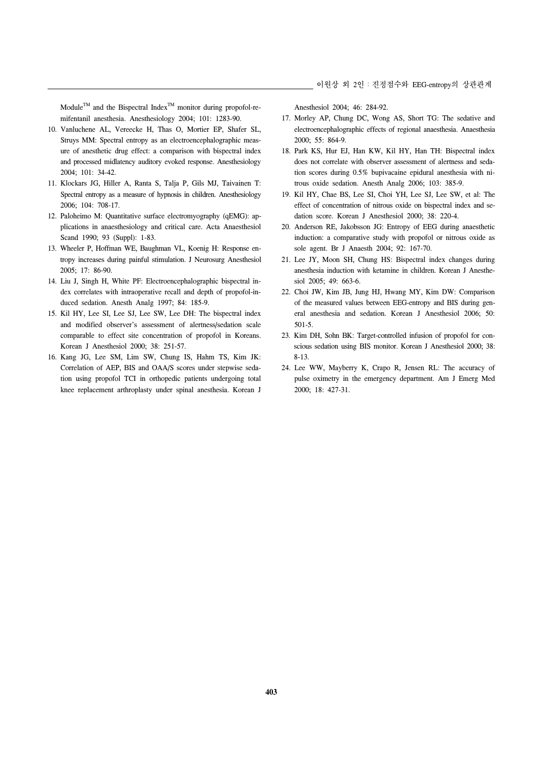Module™ and the Bispectral Index™ monitor during propofol-remifentanil anesthesia. Anesthesiology 2004; 101: 1283-90.

10. Vanluchene AL, Vereecke H, Thas O, Mortier EP, Shafer SL, Struys MM: Spectral entropy as an electroencephalographic measure of anesthetic drug effect: a comparison with bispectral index and processed midlatency auditory evoked response. Anesthesiology 2004; 101: 34-42.
11. Klockars JG, Hiller A, Ranta S, Talja P, Gils MJ, Taivainen T: Spectral entropy as a measure of hypnosis in children. Anesthesiology 2006; 104: 708-17.
12. Paloheimo M: Quantitative surface electromyography (qEMG): applications in anaesthesiology and critical care. Acta Anaesthesiol Scand 1990; 93 (Suppl): 1-83.
13. Wheeler P, Hoffman WE, Baughman VL, Koenig H: Response entropy increases during painful stimulation. J Neurosurg Anesthesiol 2005; 17: 86-90.
14. Liu J, Singh H, White PF: Electroencephalographic bispectral index correlates with intraoperative recall and depth of propofol-induced sedation. Anesth Analg 1997; 84: 185-9.
15. Kil HY, Lee SI, Lee SJ, Lee SW, Lee DH: The bispectral index and modified observer's assessment of alertness/sedation scale comparable to effect site concentration of propofol in Koreans. Korean J Anesthesiol 2000; 38: 251-57.
16. Kang JG, Lee SM, Lim SW, Chung IS, Hahm TS, Kim JK: Correlation of AEP, BIS and OAA/S scores under stepwise sedation using propofol TCI in orthopedic patients undergoing total knee replacement arthroplasty under spinal anesthesia. Korean J Anesthesiol 2004; 46: 284-92.
17. Morley AP, Chung DC, Wong AS, Short TG: The sedative and electroencephalographic effects of regional anaesthesia. Anaesthesia 2000; 55: 864-9.
18. Park KS, Hur EJ, Han KW, Kil HY, Han TH: Bispectral index does not correlate with observer assessment of alertness and sedation scores during 0.5% bupivacaine epidural anesthesia with nitrous oxide sedation. Anesth Analg 2006; 103: 385-9.
19. Kil HY, Chae BS, Lee SI, Choi YH, Lee SJ, Lee SW, et al: The effect of concentration of nitrous oxide on bispectral index and sedation score. Korean J Anesthesiol 2000; 38: 220-4.
20. Anderson RE, Jakobsson JG: Entropy of EEG during anaesthetic induction: a comparative study with propofol or nitrous oxide as sole agent. Br J Anaesth 2004; 92: 167-70.
21. Lee JY, Moon SH, Chung HS: Bispectral index changes during anesthesia induction with ketamine in children. Korean J Anesthesiol 2005; 49: 663-6.
22. Choi JW, Kim JB, Jung HJ, Hwang MY, Kim DW: Comparison of the measured values between EEG-entropy and BIS during general anesthesia and sedation. Korean J Anesthesiol 2006; 50: 501-5.
23. Kim DH, Sohn BK: Target-controlled infusion of propofol for conscious sedation using BIS monitor. Korean J Anesthesiol 2000; 38: 8-13.
24. Lee WW, Mayberry K, Crapo R, Jensen RL: The accuracy of pulse oximetry in the emergency department. Am J Emerg Med 2000; 18: 427-31.